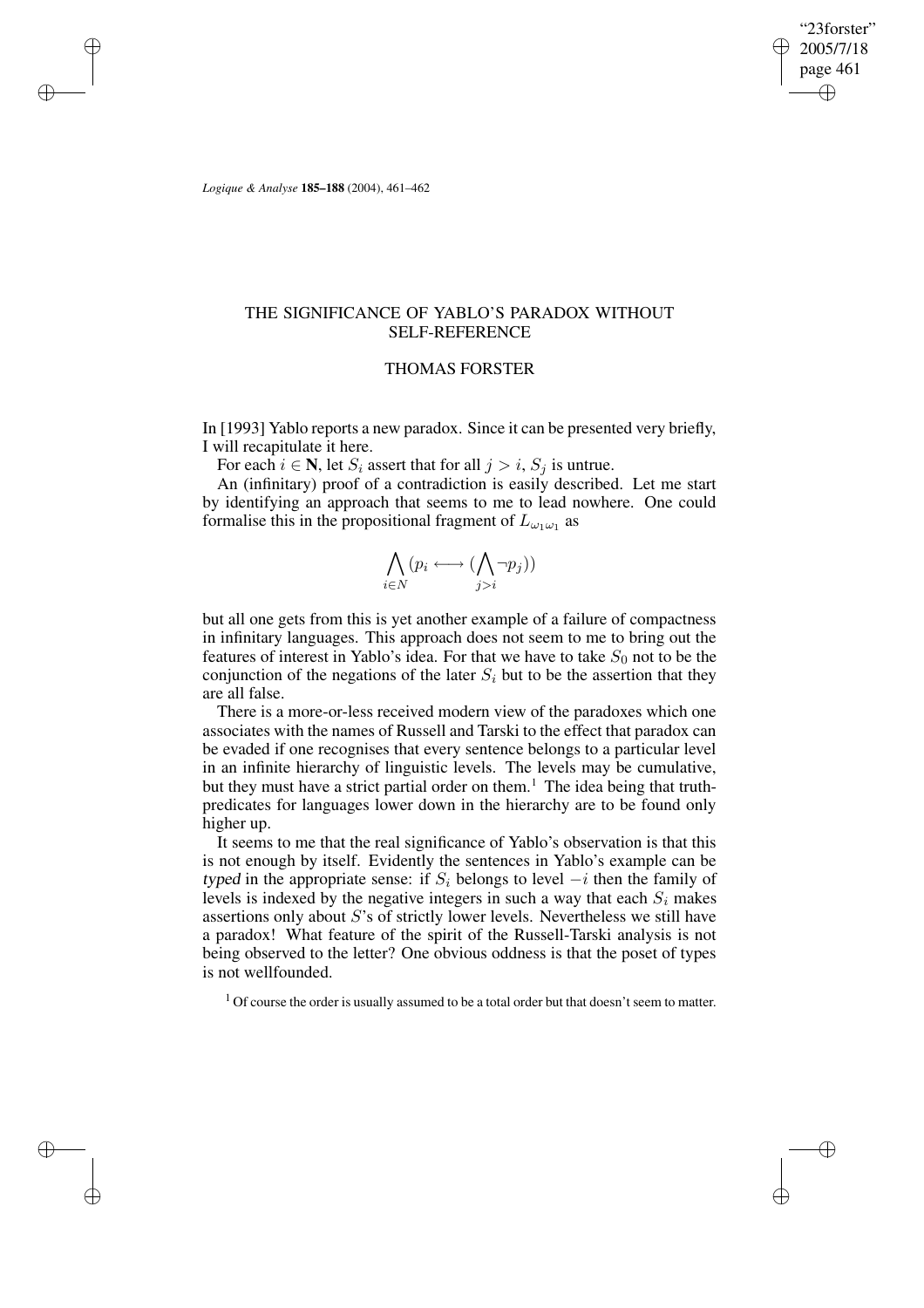# THE SIGNIFICANCE OF YABLO'S PARADOX WITHOUT SELF-REFERENCE

## THOMAS FORSTER

In [1993] Yablo reports a new paradox. Since it can be presented very briefly, I will recapitulate it here.

For each $i \in \mathbf{N}$, let $S_i$ assert that for all $j > i$, $S_j$ is untrue.

An (infinitary) proof of a contradiction is easily described. Let me start by identifying an approach that seems to me to lead nowhere. One could formalise this in the propositional fragment of $L_{\omega_1\omega_1}$ as

$$\bigwedge_{i \in N}(p_i \longleftrightarrow (\bigwedge_{j>i} \neg p_j))$$

but all one gets from this is yet another example of a failure of compactness in infinitary languages. This approach does not seem to me to bring out the features of interest in Yablo's idea. For that we have to take $S_0$ not to be the conjunction of the negations of the later $S_i$ but to be the assertion that they are all false.

There is a more-or-less received modern view of the paradoxes which one associates with the names of Russell and Tarski to the effect that paradox can be evaded if one recognises that every sentence belongs to a particular level in an infinite hierarchy of linguistic levels. The levels may be cumulative, but they must have a strict partial order on them.[1] The idea being that truth-predicates for languages lower down in the hierarchy are to be found only higher up.

It seems to me that the real significance of Yablo's observation is that this is not enough by itself. Evidently the sentences in Yablo's example can be *typed* in the appropriate sense: if $S_i$ belongs to level $-i$ then the family of levels is indexed by the negative integers in such a way that each $S_i$ makes assertions only about $S$'s of strictly lower levels. Nevertheless we still have a paradox! What feature of the spirit of the Russell-Tarski analysis is not being observed to the letter? One obvious oddness is that the poset of types is not wellfounded.

[1] Of course the order is usually assumed to be a total order but that doesn't seem to matter.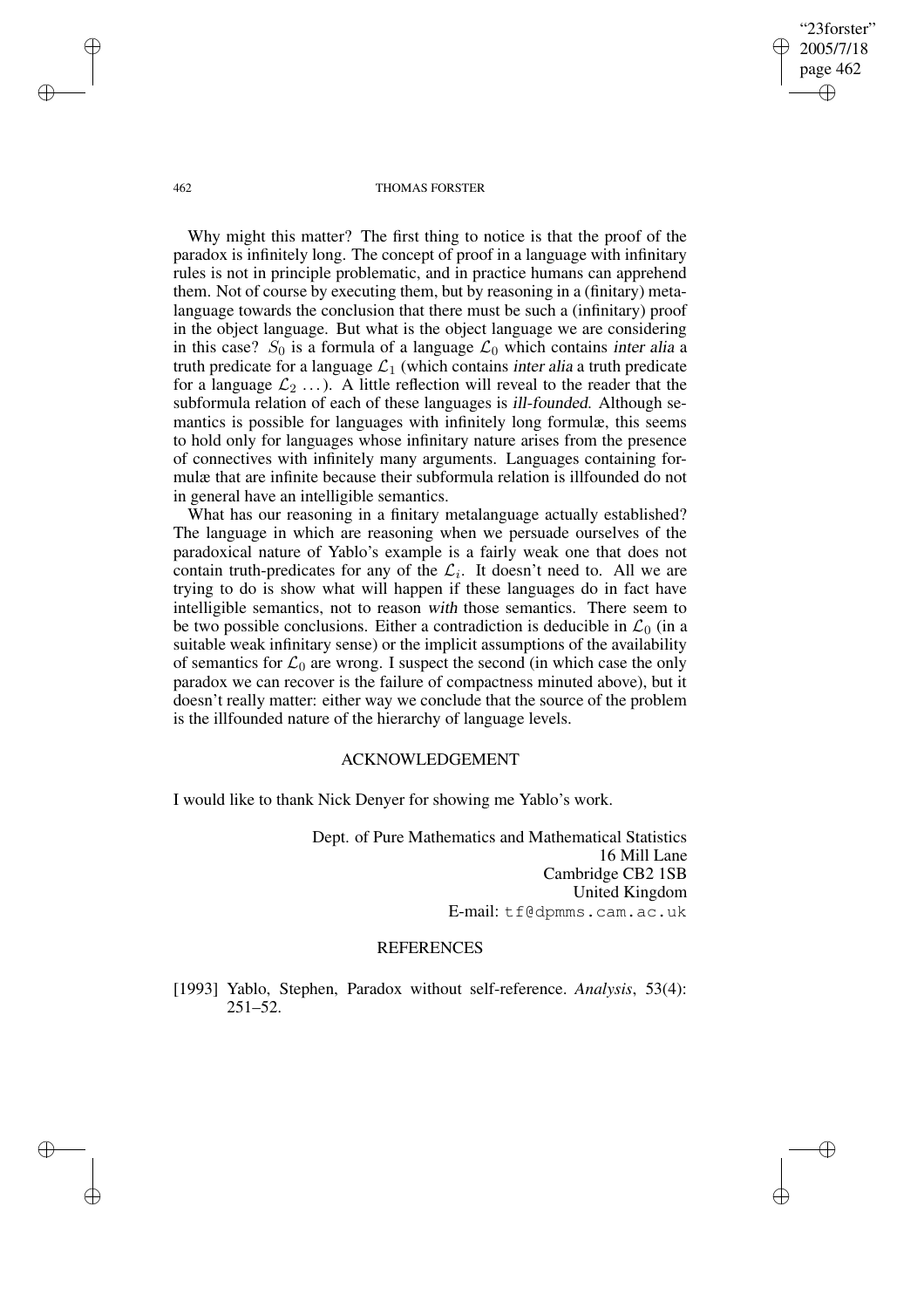Why might this matter? The first thing to notice is that the proof of the paradox is infinitely long. The concept of proof in a language with infinitary rules is not in principle problematic, and in practice humans can apprehend them. Not of course by executing them, but by reasoning in a (finitary) metalanguage towards the conclusion that there must be such a (infinitary) proof in the object language. But what is the object language we are considering in this case? $S_0$ is a formula of a language $\mathcal{L}_0$ which contains *inter alia* a truth predicate for a language $\mathcal{L}_1$ (which contains *inter alia* a truth predicate for a language $\mathcal{L}_2$ ...). A little reflection will reveal to the reader that the subformula relation of each of these languages is *ill-founded*. Although semantics is possible for languages with infinitely long formulæ, this seems to hold only for languages whose infinitary nature arises from the presence of connectives with infinitely many arguments. Languages containing formulæ that are infinite because their subformula relation is illfounded do not in general have an intelligible semantics.

What has our reasoning in a finitary metalanguage actually established? The language in which are reasoning when we persuade ourselves of the paradoxical nature of Yablo's example is a fairly weak one that does not contain truth-predicates for any of the $\mathcal{L}_i$. It doesn't need to. All we are trying to do is show what will happen if these languages do in fact have intelligible semantics, not to reason *with* those semantics. There seem to be two possible conclusions. Either a contradiction is deducible in $\mathcal{L}_0$ (in a suitable weak infinitary sense) or the implicit assumptions of the availability of semantics for $\mathcal{L}_0$ are wrong. I suspect the second (in which case the only paradox we can recover is the failure of compactness minuted above), but it doesn't really matter: either way we conclude that the source of the problem is the illfounded nature of the hierarchy of language levels.

## ACKNOWLEDGEMENT

I would like to thank Nick Denyer for showing me Yablo's work.

Dept. of Pure Mathematics and Mathematical Statistics
16 Mill Lane
Cambridge CB2 1SB
United Kingdom
E-mail: tf@dpmms.cam.ac.uk

## REFERENCES

[1993] Yablo, Stephen, Paradox without self-reference. *Analysis*, 53(4): 251–52.